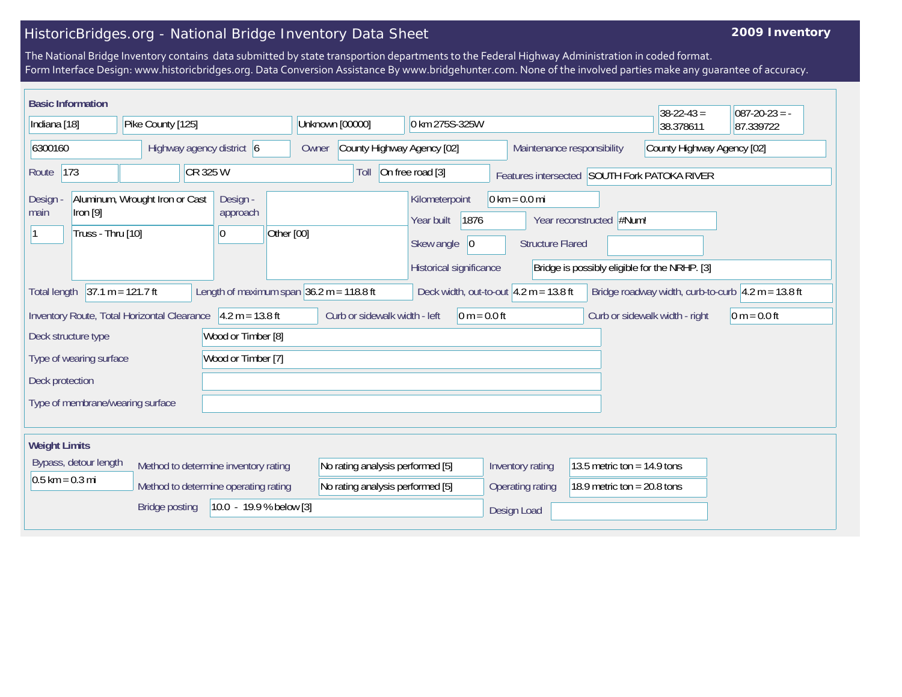# HistoricBridges.org - National Bridge Inventory Data Sheet

**2009 Inventory**

The National Bridge Inventory contains data submitted by state transportion departments to the Federal Highway Administration in coded format.
Form Interface Design: www.historicbridges.org. Data Conversion Assistance By www.bridgehunter.com. None of the involved parties make any guarantee of accuracy.

## Basic Information

| | |
|---|---|
| State | Indiana [18] |
| County | Pike County [125] |
| Place | Unknown [00000] |
| Location | 0 km 275S-325W |
| Latitude | 38-22-43 = 38.378611 |
| Longitude | 087-20-23 = -87.339722 |
| Structure number | 6300160 |
| Highway agency district | 6 |
| Owner | County Highway Agency [02] |
| Maintenance responsibility | County Highway Agency [02] |
| Route | 173 |
| Facility carried | CR 325 W |
| Toll | On free road [3] |
| Features intersected | SOUTH Fork PATOKA RIVER |
| Design - main | Aluminum, Wrought Iron or Cast Iron [9] |
| | 1 — Truss - Thru [10] |
| Design - approach | 0 — Other [00] |
| Kilometerpoint | 0 km = 0.0 mi |
| Year built | 1876 |
| Year reconstructed | #Num! |
| Skew angle | 0 |
| Structure Flared | |
| Historical significance | Bridge is possibly eligible for the NRHP. [3] |
| Total length | 37.1 m = 121.7 ft |
| Length of maximum span | 36.2 m = 118.8 ft |
| Deck width, out-to-out | 4.2 m = 13.8 ft |
| Bridge roadway width, curb-to-curb | 4.2 m = 13.8 ft |
| Inventory Route, Total Horizontal Clearance | 4.2 m = 13.8 ft |
| Curb or sidewalk width - left | 0 m = 0.0 ft |
| Curb or sidewalk width - right | 0 m = 0.0 ft |
| Deck structure type | Wood or Timber [8] |
| Type of wearing surface | Wood or Timber [7] |
| Deck protection | |
| Type of membrane/wearing surface | |

## Weight Limits

| | |
|---|---|
| Bypass, detour length | 0.5 km = 0.3 mi |
| Method to determine inventory rating | No rating analysis performed [5] |
| Method to determine operating rating | No rating analysis performed [5] |
| Inventory rating | 13.5 metric ton = 14.9 tons |
| Operating rating | 18.9 metric ton = 20.8 tons |
| Bridge posting | 10.0 - 19.9 % below [3] |
| Design Load | |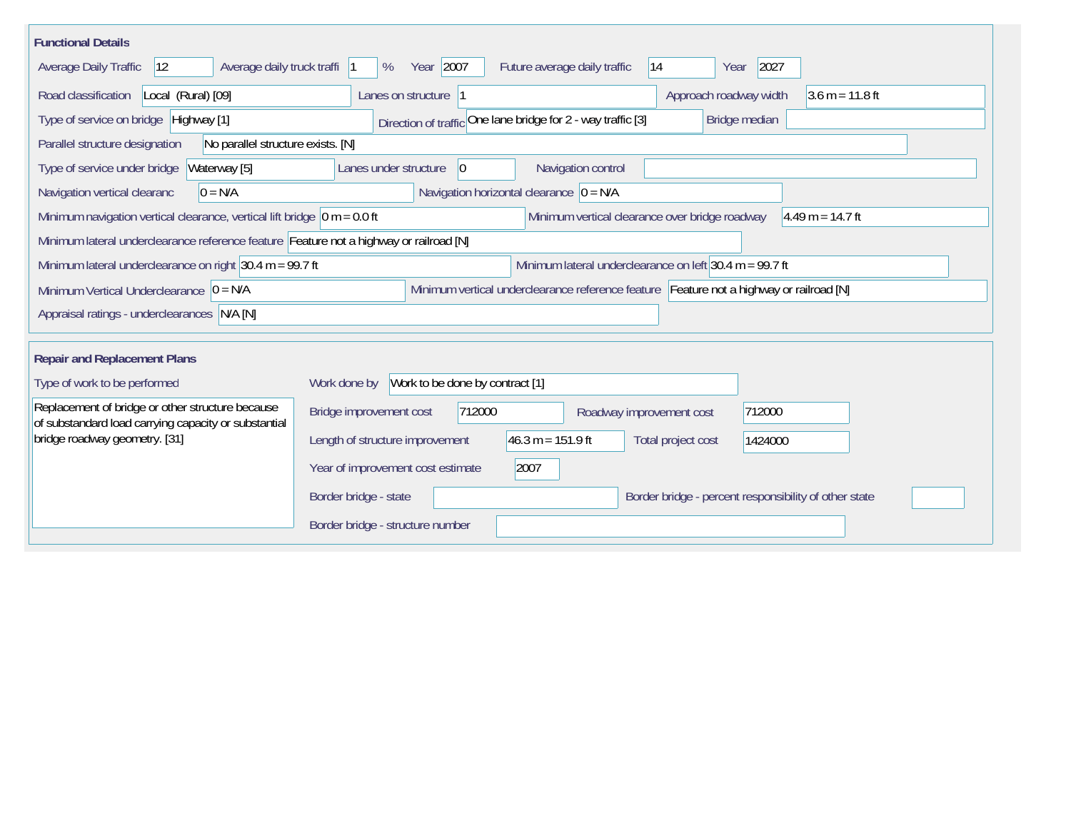## Functional Details

| Field | Value |
|---|---|
| Average Daily Traffic | 12 |
| Average daily truck traffi | 1 % |
| Year | 2007 |
| Future average daily traffic | 14 |
| Year | 2027 |
| Road classification | Local (Rural) [09] |
| Lanes on structure | 1 |
| Approach roadway width | 3.6 m = 11.8 ft |
| Type of service on bridge | Highway [1] |
| Direction of traffic | One lane bridge for 2 - way traffic [3] |
| Bridge median | |
| Parallel structure designation | No parallel structure exists. [N] |
| Type of service under bridge | Waterway [5] |
| Lanes under structure | 0 |
| Navigation control | |
| Navigation vertical clearanc | 0 = N/A |
| Navigation horizontal clearance | 0 = N/A |
| Minimum navigation vertical clearance, vertical lift bridge | 0 m = 0.0 ft |
| Minimum vertical clearance over bridge roadway | 4.49 m = 14.7 ft |
| Minimum lateral underclearance reference feature | Feature not a highway or railroad [N] |
| Minimum lateral underclearance on right | 30.4 m = 99.7 ft |
| Minimum lateral underclearance on left | 30.4 m = 99.7 ft |
| Minimum Vertical Underclearance | 0 = N/A |
| Minimum vertical underclearance reference feature | Feature not a highway or railroad [N] |
| Appraisal ratings - underclearances | N/A [N] |

## Repair and Replacement Plans

| Field | Value |
|---|---|
| Type of work to be performed | Replacement of bridge or other structure because of substandard load carrying capacity or substantial bridge roadway geometry. [31] |
| Work done by | Work to be done by contract [1] |
| Bridge improvement cost | 712000 |
| Roadway improvement cost | 712000 |
| Length of structure improvement | 46.3 m = 151.9 ft |
| Total project cost | 1424000 |
| Year of improvement cost estimate | 2007 |
| Border bridge - state | |
| Border bridge - percent responsibility of other state | |
| Border bridge - structure number | |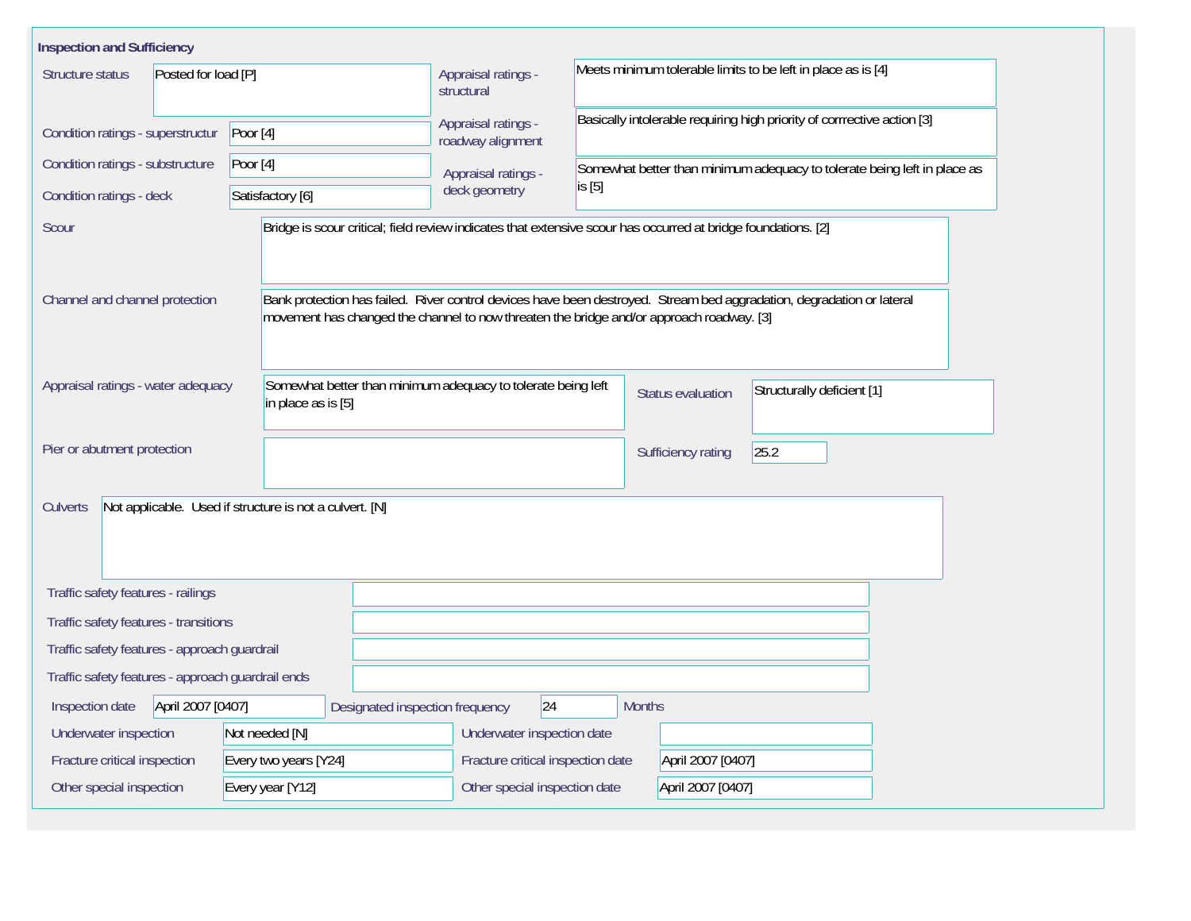## Inspection and Sufficiency

| Field | Value |
|---|---|
| Structure status | Posted for load [P] |
| Condition ratings - superstructur | Poor [4] |
| Condition ratings - substructure | Poor [4] |
| Condition ratings - deck | Satisfactory [6] |
| Appraisal ratings - structural | Meets minimum tolerable limits to be left in place as is [4] |
| Appraisal ratings - roadway alignment | Basically intolerable requiring high priority of corrrective action [3] |
| Appraisal ratings - deck geometry | Somewhat better than minimum adequacy to tolerate being left in place as is [5] |
| Scour | Bridge is scour critical; field review indicates that extensive scour has occurred at bridge foundations. [2] |
| Channel and channel protection | Bank protection has failed. River control devices have been destroyed. Stream bed aggradation, degradation or lateral movement has changed the channel to now threaten the bridge and/or approach roadway. [3] |
| Appraisal ratings - water adequacy | Somewhat better than minimum adequacy to tolerate being left in place as is [5] |
| Status evaluation | Structurally deficient [1] |
| Pier or abutment protection | |
| Sufficiency rating | 25.2 |
| Culverts | Not applicable. Used if structure is not a culvert. [N] |
| Traffic safety features - railings | |
| Traffic safety features - transitions | |
| Traffic safety features - approach guardrail | |
| Traffic safety features - approach guardrail ends | |
| Inspection date | April 2007 [0407] |
| Designated inspection frequency | 24 Months |
| Underwater inspection | Not needed [N] |
| Underwater inspection date | |
| Fracture critical inspection | Every two years [Y24] |
| Fracture critical inspection date | April 2007 [0407] |
| Other special inspection | Every year [Y12] |
| Other special inspection date | April 2007 [0407] |